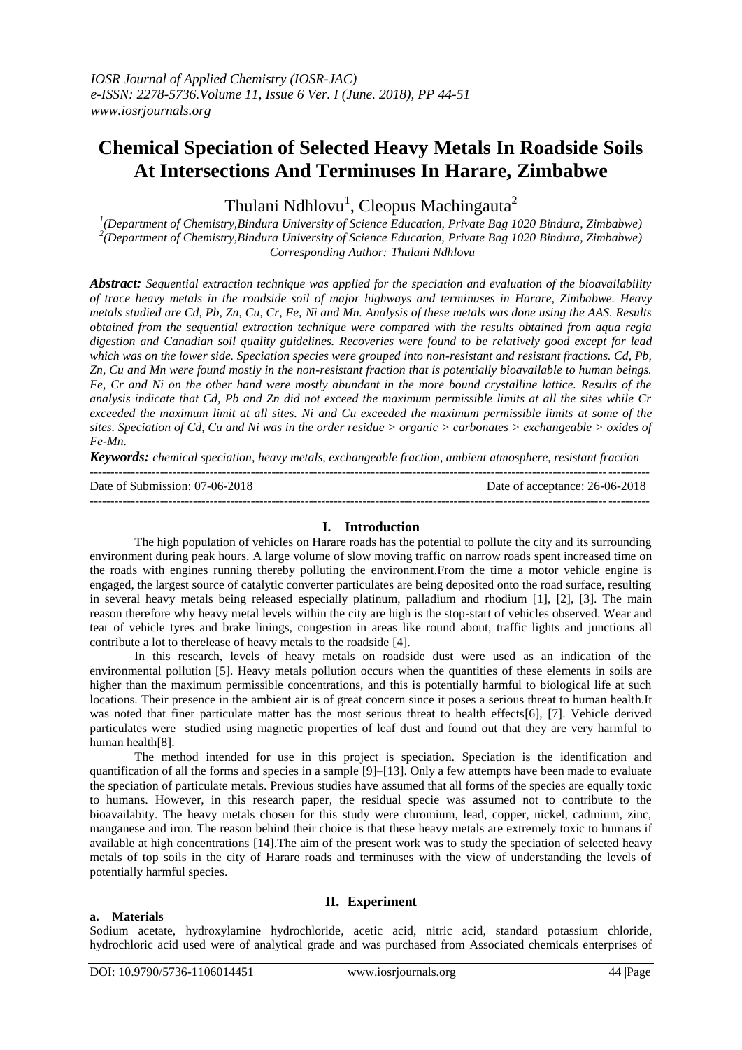# Chemical Speciation of Selected Heavy Metals In Roadside Soils At Intersections And Terminuses In Harare, Zimbabwe

Thulani Ndhlovu[1], Cleopus Machingauta[2]

[1](Department of Chemistry,Bindura University of Science Education, Private Bag 1020 Bindura, Zimbabwe)
[2](Department of Chemistry,Bindura University of Science Education, Private Bag 1020 Bindura, Zimbabwe)
*Corresponding Author: Thulani Ndhlovu*

***Abstract:*** *Sequential extraction technique was applied for the speciation and evaluation of the bioavailability of trace heavy metals in the roadside soil of major highways and terminuses in Harare, Zimbabwe. Heavy metals studied are Cd, Pb, Zn, Cu, Cr, Fe, Ni and Mn. Analysis of these metals was done using the AAS. Results obtained from the sequential extraction technique were compared with the results obtained from aqua regia digestion and Canadian soil quality guidelines. Recoveries were found to be relatively good except for lead which was on the lower side. Speciation species were grouped into non-resistant and resistant fractions. Cd, Pb, Zn, Cu and Mn were found mostly in the non-resistant fraction that is potentially bioavailable to human beings. Fe, Cr and Ni on the other hand were mostly abundant in the more bound crystalline lattice. Results of the analysis indicate that Cd, Pb and Zn did not exceed the maximum permissible limits at all the sites while Cr exceeded the maximum limit at all sites. Ni and Cu exceeded the maximum permissible limits at some of the sites. Speciation of Cd, Cu and Ni was in the order residue > organic > carbonates > exchangeable > oxides of Fe-Mn.*

***Keywords:*** *chemical speciation, heavy metals, exchangeable fraction, ambient atmosphere, resistant fraction*

---

Date of Submission: 07-06-2018 Date of acceptance: 26-06-2018

---

## I. Introduction

The high population of vehicles on Harare roads has the potential to pollute the city and its surrounding environment during peak hours. A large volume of slow moving traffic on narrow roads spent increased time on the roads with engines running thereby polluting the environment.From the time a motor vehicle engine is engaged, the largest source of catalytic converter particulates are being deposited onto the road surface, resulting in several heavy metals being released especially platinum, palladium and rhodium [1], [2], [3]. The main reason therefore why heavy metal levels within the city are high is the stop-start of vehicles observed. Wear and tear of vehicle tyres and brake linings, congestion in areas like round about, traffic lights and junctions all contribute a lot to therelease of heavy metals to the roadside [4].

In this research, levels of heavy metals on roadside dust were used as an indication of the environmental pollution [5]. Heavy metals pollution occurs when the quantities of these elements in soils are higher than the maximum permissible concentrations, and this is potentially harmful to biological life at such locations. Their presence in the ambient air is of great concern since it poses a serious threat to human health.It was noted that finer particulate matter has the most serious threat to health effects[6], [7]. Vehicle derived particulates were studied using magnetic properties of leaf dust and found out that they are very harmful to human health[8].

The method intended for use in this project is speciation. Speciation is the identification and quantification of all the forms and species in a sample [9]–[13]. Only a few attempts have been made to evaluate the speciation of particulate metals. Previous studies have assumed that all forms of the species are equally toxic to humans. However, in this research paper, the residual specie was assumed not to contribute to the bioavailabity. The heavy metals chosen for this study were chromium, lead, copper, nickel, cadmium, zinc, manganese and iron. The reason behind their choice is that these heavy metals are extremely toxic to humans if available at high concentrations [14].The aim of the present work was to study the speciation of selected heavy metals of top soils in the city of Harare roads and terminuses with the view of understanding the levels of potentially harmful species.

## II. Experiment

### a. Materials

Sodium acetate, hydroxylamine hydrochloride, acetic acid, nitric acid, standard potassium chloride, hydrochloric acid used were of analytical grade and was purchased from Associated chemicals enterprises of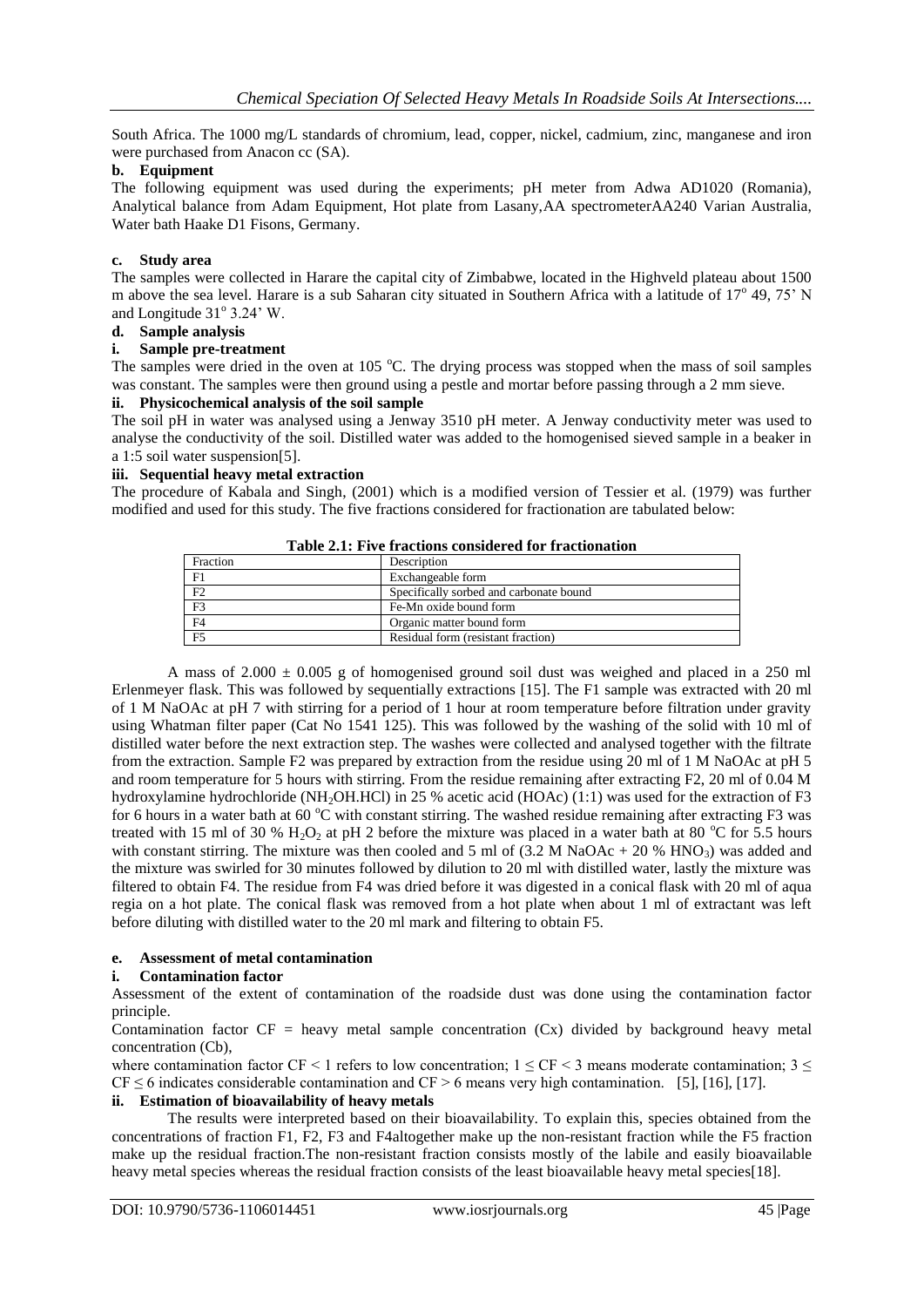South Africa. The 1000 mg/L standards of chromium, lead, copper, nickel, cadmium, zinc, manganese and iron were purchased from Anacon cc (SA).

**b. Equipment**

The following equipment was used during the experiments; pH meter from Adwa AD1020 (Romania), Analytical balance from Adam Equipment, Hot plate from Lasany,AA spectrometerAA240 Varian Australia, Water bath Haake D1 Fisons, Germany.

**c. Study area**

The samples were collected in Harare the capital city of Zimbabwe, located in the Highveld plateau about 1500 m above the sea level. Harare is a sub Saharan city situated in Southern Africa with a latitude of 17° 49, 75' N and Longitude 31° 3.24' W.

**d. Sample analysis**

**i. Sample pre-treatment**

The samples were dried in the oven at 105 °C. The drying process was stopped when the mass of soil samples was constant. The samples were then ground using a pestle and mortar before passing through a 2 mm sieve.

**ii. Physicochemical analysis of the soil sample**

The soil pH in water was analysed using a Jenway 3510 pH meter. A Jenway conductivity meter was used to analyse the conductivity of the soil. Distilled water was added to the homogenised sieved sample in a beaker in a 1:5 soil water suspension[5].

**iii. Sequential heavy metal extraction**

The procedure of Kabala and Singh, (2001) which is a modified version of Tessier et al. (1979) was further modified and used for this study. The five fractions considered for fractionation are tabulated below:

**Table 2.1: Five fractions considered for fractionation**

| Fraction | Description |
| --- | --- |
| F1 | Exchangeable form |
| F2 | Specifically sorbed and carbonate bound |
| F3 | Fe-Mn oxide bound form |
| F4 | Organic matter bound form |
| F5 | Residual form (resistant fraction) |

A mass of 2.000 ± 0.005 g of homogenised ground soil dust was weighed and placed in a 250 ml Erlenmeyer flask. This was followed by sequentially extractions [15]. The F1 sample was extracted with 20 ml of 1 M NaOAc at pH 7 with stirring for a period of 1 hour at room temperature before filtration under gravity using Whatman filter paper (Cat No 1541 125). This was followed by the washing of the solid with 10 ml of distilled water before the next extraction step. The washes were collected and analysed together with the filtrate from the extraction. Sample F2 was prepared by extraction from the residue using 20 ml of 1 M NaOAc at pH 5 and room temperature for 5 hours with stirring. From the residue remaining after extracting F2, 20 ml of 0.04 M hydroxylamine hydrochloride ($NH_2OH.HCl$) in 25 % acetic acid (HOAc) (1:1) was used for the extraction of F3 for 6 hours in a water bath at 60 °C with constant stirring. The washed residue remaining after extracting F3 was treated with 15 ml of 30 % $H_2O_2$ at pH 2 before the mixture was placed in a water bath at 80 °C for 5.5 hours with constant stirring. The mixture was then cooled and 5 ml of (3.2 M NaOAc + 20 % $HNO_3$) was added and the mixture was swirled for 30 minutes followed by dilution to 20 ml with distilled water, lastly the mixture was filtered to obtain F4. The residue from F4 was dried before it was digested in a conical flask with 20 ml of aqua regia on a hot plate. The conical flask was removed from a hot plate when about 1 ml of extractant was left before diluting with distilled water to the 20 ml mark and filtering to obtain F5.

**e. Assessment of metal contamination**

**i. Contamination factor**

Assessment of the extent of contamination of the roadside dust was done using the contamination factor principle.

Contamination factor CF = heavy metal sample concentration (Cx) divided by background heavy metal concentration (Cb),

where contamination factor CF < 1 refers to low concentration; $1 \leq CF < 3$ means moderate contamination; $3 \leq CF \leq 6$ indicates considerable contamination and CF > 6 means very high contamination. [5], [16], [17].

**ii. Estimation of bioavailability of heavy metals**

The results were interpreted based on their bioavailability. To explain this, species obtained from the concentrations of fraction F1, F2, F3 and F4altogether make up the non-resistant fraction while the F5 fraction make up the residual fraction.The non-resistant fraction consists mostly of the labile and easily bioavailable heavy metal species whereas the residual fraction consists of the least bioavailable heavy metal species[18].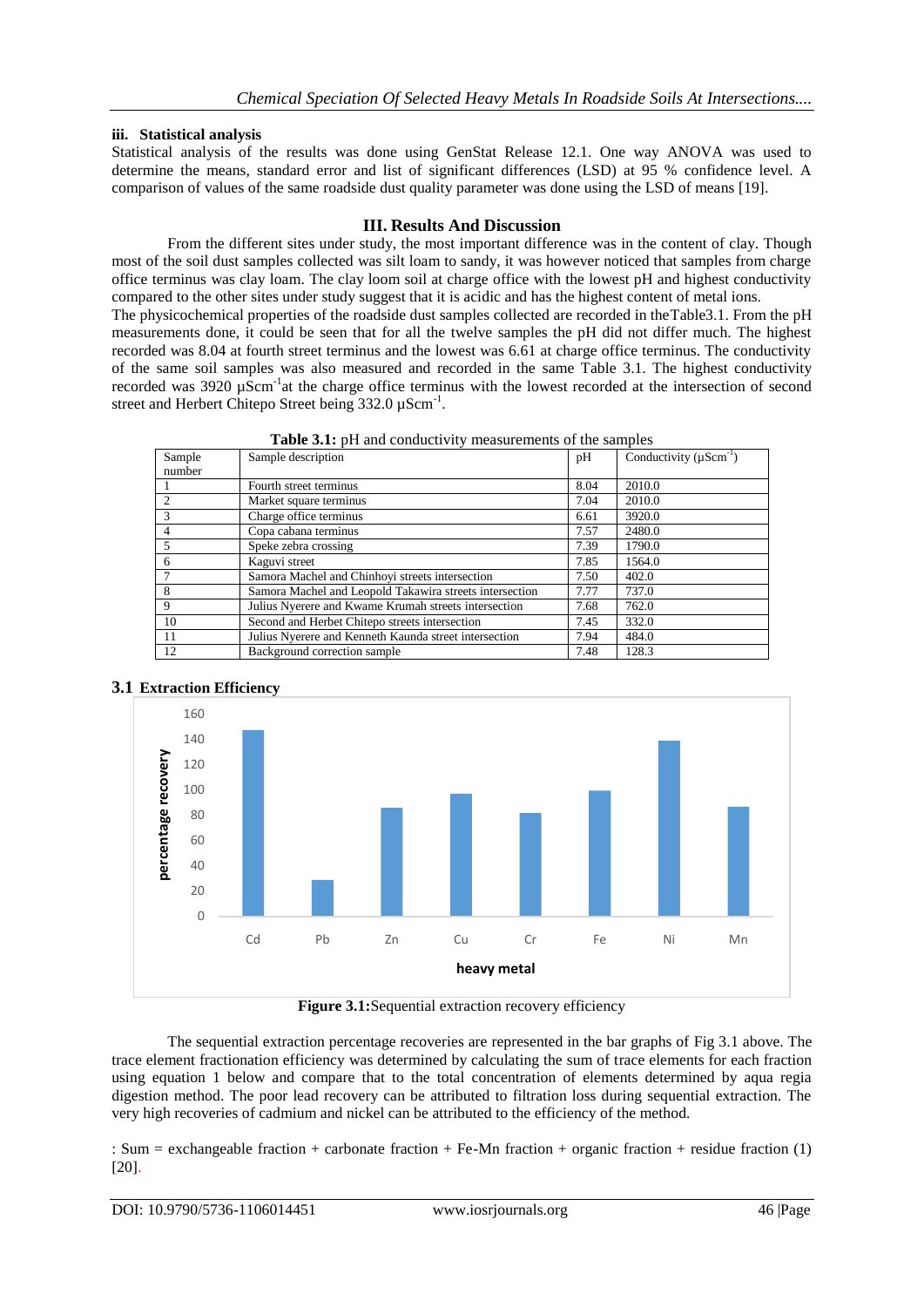### iii. Statistical analysis

Statistical analysis of the results was done using GenStat Release 12.1. One way ANOVA was used to determine the means, standard error and list of significant differences (LSD) at 95 % confidence level. A comparison of values of the same roadside dust quality parameter was done using the LSD of means [19].

## III. Results And Discussion

From the different sites under study, the most important difference was in the content of clay. Though most of the soil dust samples collected was silt loam to sandy, it was however noticed that samples from charge office terminus was clay loam. The clay loom soil at charge office with the lowest pH and highest conductivity compared to the other sites under study suggest that it is acidic and has the highest content of metal ions.

The physicochemical properties of the roadside dust samples collected are recorded in theTable3.1. From the pH measurements done, it could be seen that for all the twelve samples the pH did not differ much. The highest recorded was 8.04 at fourth street terminus and the lowest was 6.61 at charge office terminus. The conductivity of the same soil samples was also measured and recorded in the same Table 3.1. The highest conductivity recorded was 3920 $\mu Scm^{-1}$at the charge office terminus with the lowest recorded at the intersection of second street and Herbert Chitepo Street being 332.0 $\mu Scm^{-1}$.

**Table 3.1:** pH and conductivity measurements of the samples

| Sample number | Sample description | pH | Conductivity ($\mu Scm^{-1}$) |
|---|---|---|---|
| 1 | Fourth street terminus | 8.04 | 2010.0 |
| 2 | Market square terminus | 7.04 | 2010.0 |
| 3 | Charge office terminus | 6.61 | 3920.0 |
| 4 | Copa cabana terminus | 7.57 | 2480.0 |
| 5 | Speke zebra crossing | 7.39 | 1790.0 |
| 6 | Kaguvi street | 7.85 | 1564.0 |
| 7 | Samora Machel and Chinhoyi streets intersection | 7.50 | 402.0 |
| 8 | Samora Machel and Leopold Takawira streets intersection | 7.77 | 737.0 |
| 9 | Julius Nyerere and Kwame Krumah streets intersection | 7.68 | 762.0 |
| 10 | Second and Herbet Chitepo streets intersection | 7.45 | 332.0 |
| 11 | Julius Nyerere and Kenneth Kaunda street intersection | 7.94 | 484.0 |
| 12 | Background correction sample | 7.48 | 128.3 |

### 3.1 Extraction Efficiency

**Figure 3.1:**Sequential extraction recovery efficiency

The sequential extraction percentage recoveries are represented in the bar graphs of Fig 3.1 above. The trace element fractionation efficiency was determined by calculating the sum of trace elements for each fraction using equation 1 below and compare that to the total concentration of elements determined by aqua regia digestion method. The poor lead recovery can be attributed to filtration loss during sequential extraction. The very high recoveries of cadmium and nickel can be attributed to the efficiency of the method.

: Sum = exchangeable fraction + carbonate fraction + Fe-Mn fraction + organic fraction + residue fraction (1) [20].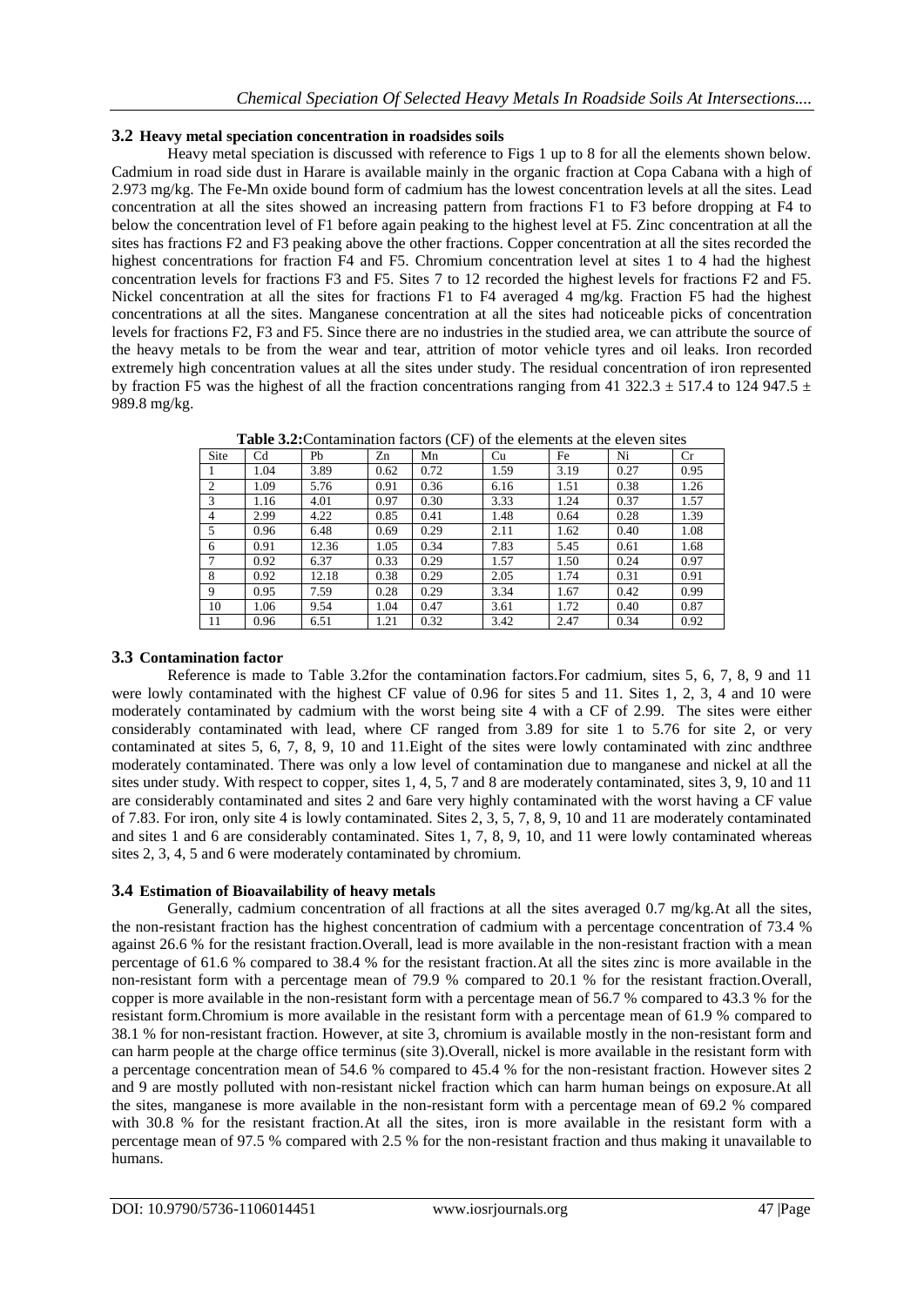### 3.2 Heavy metal speciation concentration in roadsides soils

Heavy metal speciation is discussed with reference to Figs 1 up to 8 for all the elements shown below. Cadmium in road side dust in Harare is available mainly in the organic fraction at Copa Cabana with a high of 2.973 mg/kg. The Fe-Mn oxide bound form of cadmium has the lowest concentration levels at all the sites. Lead concentration at all the sites showed an increasing pattern from fractions F1 to F3 before dropping at F4 to below the concentration level of F1 before again peaking to the highest level at F5. Zinc concentration at all the sites has fractions F2 and F3 peaking above the other fractions. Copper concentration at all the sites recorded the highest concentrations for fraction F4 and F5. Chromium concentration level at sites 1 to 4 had the highest concentration levels for fractions F3 and F5. Sites 7 to 12 recorded the highest levels for fractions F2 and F5. Nickel concentration at all the sites for fractions F1 to F4 averaged 4 mg/kg. Fraction F5 had the highest concentrations at all the sites. Manganese concentration at all the sites had noticeable picks of concentration levels for fractions F2, F3 and F5. Since there are no industries in the studied area, we can attribute the source of the heavy metals to be from the wear and tear, attrition of motor vehicle tyres and oil leaks. Iron recorded extremely high concentration values at all the sites under study. The residual concentration of iron represented by fraction F5 was the highest of all the fraction concentrations ranging from 41 322.3 ± 517.4 to 124 947.5 ± 989.8 mg/kg.

**Table 3.2:** Contamination factors (CF) of the elements at the eleven sites

| Site | Cd | Pb | Zn | Mn | Cu | Fe | Ni | Cr |
|---|---|---|---|---|---|---|---|---|
| 1 | 1.04 | 3.89 | 0.62 | 0.72 | 1.59 | 3.19 | 0.27 | 0.95 |
| 2 | 1.09 | 5.76 | 0.91 | 0.36 | 6.16 | 1.51 | 0.38 | 1.26 |
| 3 | 1.16 | 4.01 | 0.97 | 0.30 | 3.33 | 1.24 | 0.37 | 1.57 |
| 4 | 2.99 | 4.22 | 0.85 | 0.41 | 1.48 | 0.64 | 0.28 | 1.39 |
| 5 | 0.96 | 6.48 | 0.69 | 0.29 | 2.11 | 1.62 | 0.40 | 1.08 |
| 6 | 0.91 | 12.36 | 1.05 | 0.34 | 7.83 | 5.45 | 0.61 | 1.68 |
| 7 | 0.92 | 6.37 | 0.33 | 0.29 | 1.57 | 1.50 | 0.24 | 0.97 |
| 8 | 0.92 | 12.18 | 0.38 | 0.29 | 2.05 | 1.74 | 0.31 | 0.91 |
| 9 | 0.95 | 7.59 | 0.28 | 0.29 | 3.34 | 1.67 | 0.42 | 0.99 |
| 10 | 1.06 | 9.54 | 1.04 | 0.47 | 3.61 | 1.72 | 0.40 | 0.87 |
| 11 | 0.96 | 6.51 | 1.21 | 0.32 | 3.42 | 2.47 | 0.34 | 0.92 |

### 3.3 Contamination factor

Reference is made to Table 3.2for the contamination factors.For cadmium, sites 5, 6, 7, 8, 9 and 11 were lowly contaminated with the highest CF value of 0.96 for sites 5 and 11. Sites 1, 2, 3, 4 and 10 were moderately contaminated by cadmium with the worst being site 4 with a CF of 2.99. The sites were either considerably contaminated with lead, where CF ranged from 3.89 for site 1 to 5.76 for site 2, or very contaminated at sites 5, 6, 7, 8, 9, 10 and 11.Eight of the sites were lowly contaminated with zinc andthree moderately contaminated. There was only a low level of contamination due to manganese and nickel at all the sites under study. With respect to copper, sites 1, 4, 5, 7 and 8 are moderately contaminated, sites 3, 9, 10 and 11 are considerably contaminated and sites 2 and 6are very highly contaminated with the worst having a CF value of 7.83. For iron, only site 4 is lowly contaminated. Sites 2, 3, 5, 7, 8, 9, 10 and 11 are moderately contaminated and sites 1 and 6 are considerably contaminated. Sites 1, 7, 8, 9, 10, and 11 were lowly contaminated whereas sites 2, 3, 4, 5 and 6 were moderately contaminated by chromium.

### 3.4 Estimation of Bioavailability of heavy metals

Generally, cadmium concentration of all fractions at all the sites averaged 0.7 mg/kg.At all the sites, the non-resistant fraction has the highest concentration of cadmium with a percentage concentration of 73.4 % against 26.6 % for the resistant fraction.Overall, lead is more available in the non-resistant fraction with a mean percentage of 61.6 % compared to 38.4 % for the resistant fraction.At all the sites zinc is more available in the non-resistant form with a percentage mean of 79.9 % compared to 20.1 % for the resistant fraction.Overall, copper is more available in the non-resistant form with a percentage mean of 56.7 % compared to 43.3 % for the resistant form.Chromium is more available in the resistant form with a percentage mean of 61.9 % compared to 38.1 % for non-resistant fraction. However, at site 3, chromium is available mostly in the non-resistant form and can harm people at the charge office terminus (site 3).Overall, nickel is more available in the resistant form with a percentage concentration mean of 54.6 % compared to 45.4 % for the non-resistant fraction. However sites 2 and 9 are mostly polluted with non-resistant nickel fraction which can harm human beings on exposure.At all the sites, manganese is more available in the non-resistant form with a percentage mean of 69.2 % compared with 30.8 % for the resistant fraction.At all the sites, iron is more available in the resistant form with a percentage mean of 97.5 % compared with 2.5 % for the non-resistant fraction and thus making it unavailable to humans.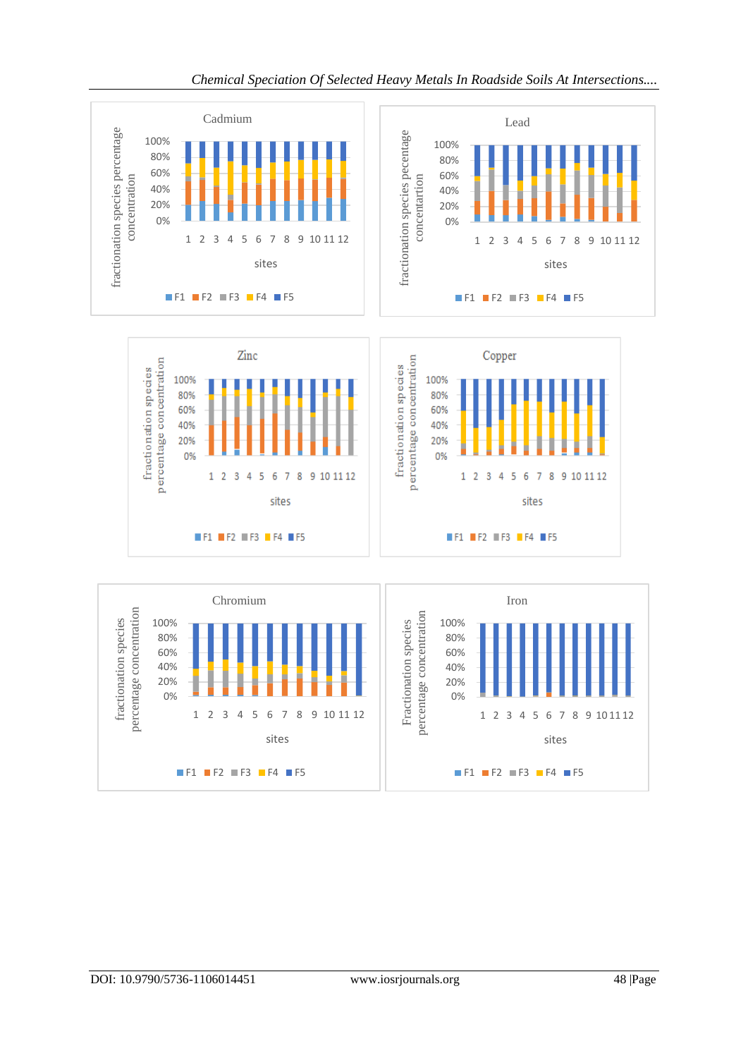**Cadmium**

fractionation species percentage concentration (0%–100%) vs sites (1–12)

F1 F2 F3 F4 F5

**Lead**

fractionation species pecentage concentartion (0%–100%) vs sites (1–12)

F1 F2 F3 F4 F5

**Zinc**

fractionation species percentage concentration (0%–100%) vs sites (1–12)

F1 F2 F3 F4 F5

**Copper**

fractionation species percentage concentration (0%–100%) vs sites (1–12)

F1 F2 F3 F4 F5

**Chromium**

fractionation species percentage concentration (0%–100%) vs sites (1–12)

F1 F2 F3 F4 F5

**Iron**

Fractionation species percentage concentration (0%–100%) vs sites (1–12)

F1 F2 F3 F4 F5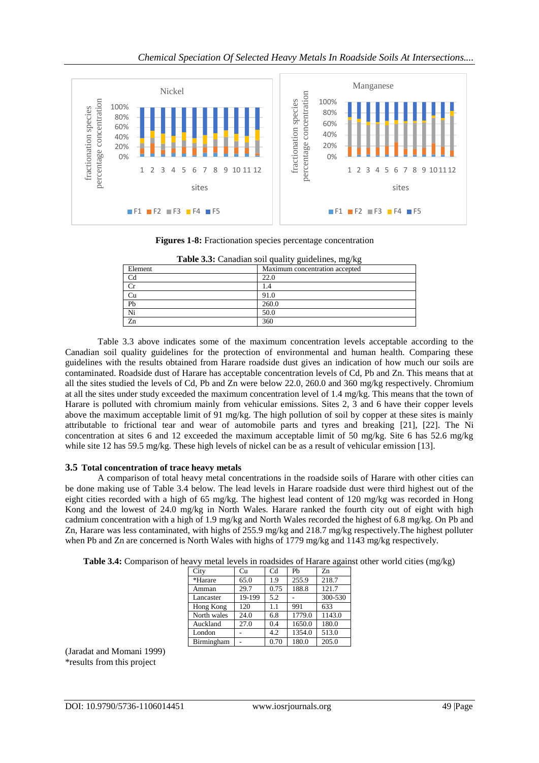**Figures 1-8:** Fractionation species percentage concentration

**Table 3.3:** Canadian soil quality guidelines, mg/kg

| Element | Maximum concentration accepted |
|---|---|
| Cd | 22.0 |
| Cr | 1.4 |
| Cu | 91.0 |
| Pb | 260.0 |
| Ni | 50.0 |
| Zn | 360 |

Table 3.3 above indicates some of the maximum concentration levels acceptable according to the Canadian soil quality guidelines for the protection of environmental and human health. Comparing these guidelines with the results obtained from Harare roadside dust gives an indication of how much our soils are contaminated. Roadside dust of Harare has acceptable concentration levels of Cd, Pb and Zn. This means that at all the sites studied the levels of Cd, Pb and Zn were below 22.0, 260.0 and 360 mg/kg respectively. Chromium at all the sites under study exceeded the maximum concentration level of 1.4 mg/kg. This means that the town of Harare is polluted with chromium mainly from vehicular emissions. Sites 2, 3 and 6 have their copper levels above the maximum acceptable limit of 91 mg/kg. The high pollution of soil by copper at these sites is mainly attributable to frictional tear and wear of automobile parts and tyres and breaking [21], [22]. The Ni concentration at sites 6 and 12 exceeded the maximum acceptable limit of 50 mg/kg. Site 6 has 52.6 mg/kg while site 12 has 59.5 mg/kg. These high levels of nickel can be as a result of vehicular emission [13].

### 3.5 Total concentration of trace heavy metals

A comparison of total heavy metal concentrations in the roadside soils of Harare with other cities can be done making use of Table 3.4 below. The lead levels in Harare roadside dust were third highest out of the eight cities recorded with a high of 65 mg/kg. The highest lead content of 120 mg/kg was recorded in Hong Kong and the lowest of 24.0 mg/kg in North Wales. Harare ranked the fourth city out of eight with high cadmium concentration with a high of 1.9 mg/kg and North Wales recorded the highest of 6.8 mg/kg. On Pb and Zn, Harare was less contaminated, with highs of 255.9 mg/kg and 218.7 mg/kg respectively.The highest polluter when Pb and Zn are concerned is North Wales with highs of 1779 mg/kg and 1143 mg/kg respectively.

**Table 3.4:** Comparison of heavy metal levels in roadsides of Harare against other world cities (mg/kg)

| City | Cu | Cd | Pb | Zn |
|---|---|---|---|---|
| *Harare | 65.0 | 1.9 | 255.9 | 218.7 |
| Amman | 29.7 | 0.75 | 188.8 | 121.7 |
| Lancaster | 19-199 | 5.2 | - | 300-530 |
| Hong Kong | 120 | 1.1 | 991 | 633 |
| North wales | 24.0 | 6.8 | 1779.0 | 1143.0 |
| Auckland | 27.0 | 0.4 | 1650.0 | 180.0 |
| London | - | 4.2 | 1354.0 | 513.0 |
| Birmingham | - | 0.70 | 180.0 | 205.0 |

(Jaradat and Momani 1999)
*results from this project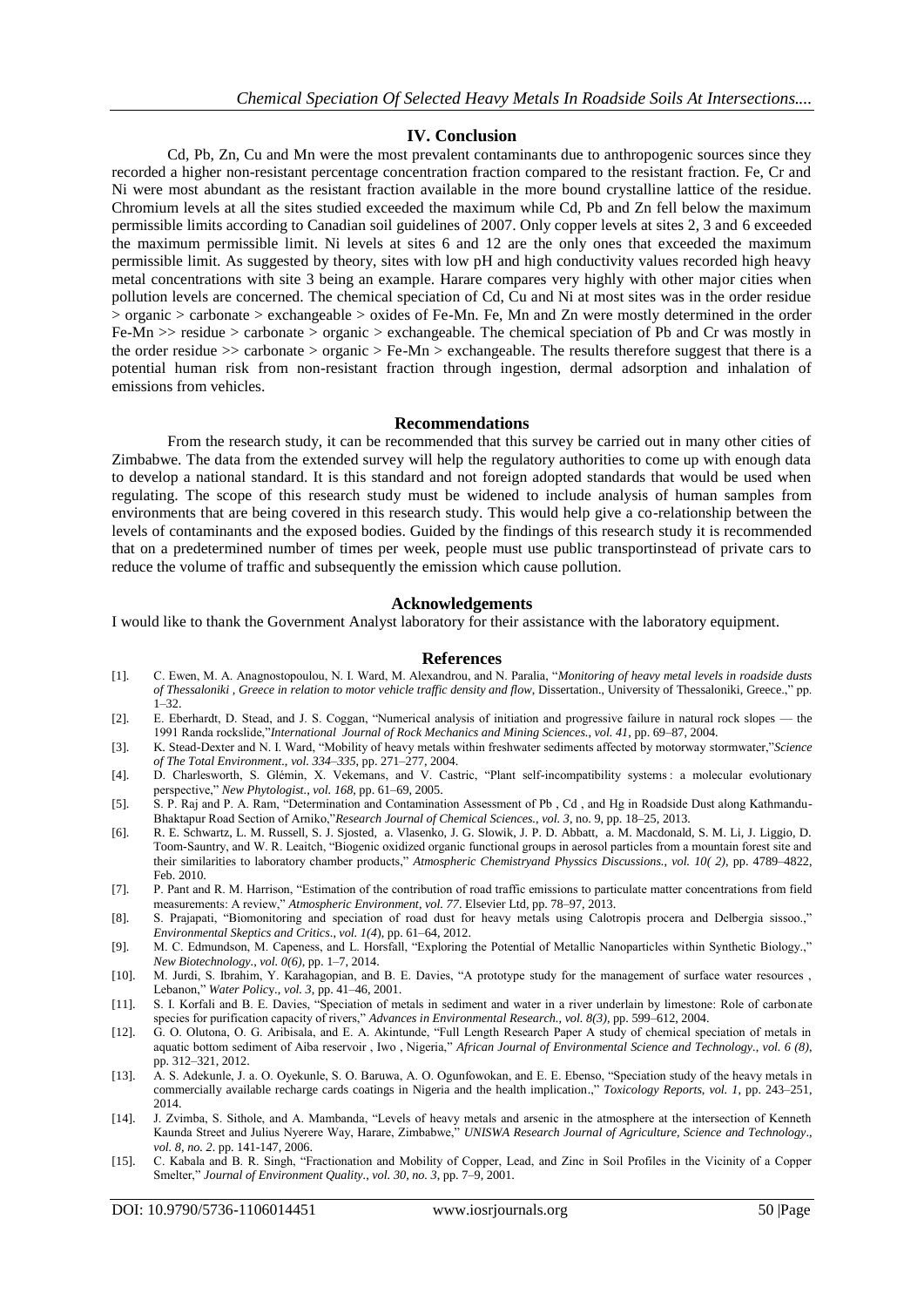## IV. Conclusion

Cd, Pb, Zn, Cu and Mn were the most prevalent contaminants due to anthropogenic sources since they recorded a higher non-resistant percentage concentration fraction compared to the resistant fraction. Fe, Cr and Ni were most abundant as the resistant fraction available in the more bound crystalline lattice of the residue. Chromium levels at all the sites studied exceeded the maximum while Cd, Pb and Zn fell below the maximum permissible limits according to Canadian soil guidelines of 2007. Only copper levels at sites 2, 3 and 6 exceeded the maximum permissible limit. Ni levels at sites 6 and 12 are the only ones that exceeded the maximum permissible limit. As suggested by theory, sites with low pH and high conductivity values recorded high heavy metal concentrations with site 3 being an example. Harare compares very highly with other major cities when pollution levels are concerned. The chemical speciation of Cd, Cu and Ni at most sites was in the order residue > organic > carbonate > exchangeable > oxides of Fe-Mn. Fe, Mn and Zn were mostly determined in the order Fe-Mn >> residue > carbonate > organic > exchangeable. The chemical speciation of Pb and Cr was mostly in the order residue >> carbonate > organic > Fe-Mn > exchangeable. The results therefore suggest that there is a potential human risk from non-resistant fraction through ingestion, dermal adsorption and inhalation of emissions from vehicles.

## Recommendations

From the research study, it can be recommended that this survey be carried out in many other cities of Zimbabwe. The data from the extended survey will help the regulatory authorities to come up with enough data to develop a national standard. It is this standard and not foreign adopted standards that would be used when regulating. The scope of this research study must be widened to include analysis of human samples from environments that are being covered in this research study. This would help give a co-relationship between the levels of contaminants and the exposed bodies. Guided by the findings of this research study it is recommended that on a predetermined number of times per week, people must use public transportinstead of private cars to reduce the volume of traffic and subsequently the emission which cause pollution.

## Acknowledgements

I would like to thank the Government Analyst laboratory for their assistance with the laboratory equipment.

## References

[1]. C. Ewen, M. A. Anagnostopoulou, N. I. Ward, M. Alexandrou, and N. Paralia, "*Monitoring of heavy metal levels in roadside dusts of Thessaloniki , Greece in relation to motor vehicle traffic density and flow*, Dissertation., University of Thessaloniki, Greece.," pp. 1–32.

[2]. E. Eberhardt, D. Stead, and J. S. Coggan, "Numerical analysis of initiation and progressive failure in natural rock slopes — the 1991 Randa rockslide,"*International Journal of Rock Mechanics and Mining Sciences., vol. 41*, pp. 69–87, 2004.

[3]. K. Stead-Dexter and N. I. Ward, "Mobility of heavy metals within freshwater sediments affected by motorway stormwater,"*Science of The Total Environment., vol. 334–335*, pp. 271–277, 2004.

[4]. D. Charlesworth, S. Glémin, X. Vekemans, and V. Castric, "Plant self-incompatibility systems : a molecular evolutionary perspective," *New Phytologist., vol. 168*, pp. 61–69, 2005.

[5]. S. P. Raj and P. A. Ram, "Determination and Contamination Assessment of Pb , Cd , and Hg in Roadside Dust along Kathmandu-Bhaktapur Road Section of Arniko,"*Research Journal of Chemical Sciences., vol. 3*, no. 9, pp. 18–25, 2013.

[6]. R. E. Schwartz, L. M. Russell, S. J. Sjosted, a. Vlasenko, J. G. Slowik, J. P. D. Abbatt, a. M. Macdonald, S. M. Li, J. Liggio, D. Toom-Sauntry, and W. R. Leaitch, "Biogenic oxidized organic functional groups in aerosol particles from a mountain forest site and their similarities to laboratory chamber products," *Atmospheric Chemistryand Physsics Discussions., vol. 10( 2)*, pp. 4789–4822, Feb. 2010.

[7]. P. Pant and R. M. Harrison, "Estimation of the contribution of road traffic emissions to particulate matter concentrations from field measurements: A review," *Atmospheric Environment, vol. 77*. Elsevier Ltd, pp. 78–97, 2013.

[8]. S. Prajapati, "Biomonitoring and speciation of road dust for heavy metals using Calotropis procera and Delbergia sissoo.," *Environmental Skeptics and Critics., vol. 1(4*), pp. 61–64, 2012.

[9]. M. C. Edmundson, M. Capeness, and L. Horsfall, "Exploring the Potential of Metallic Nanoparticles within Synthetic Biology.," *New Biotechnology., vol. 0(6)*, pp. 1–7, 2014.

[10]. M. Jurdi, S. Ibrahim, Y. Karahagopian, and B. E. Davies, "A prototype study for the management of surface water resources , Lebanon," *Water Policy., vol. 3*, pp. 41–46, 2001.

[11]. S. I. Korfali and B. E. Davies, "Speciation of metals in sediment and water in a river underlain by limestone: Role of carbonate species for purification capacity of rivers," *Advances in Environmental Research., vol. 8(3)*, pp. 599–612, 2004.

[12]. G. O. Olutona, O. G. Aribisala, and E. A. Akintunde, "Full Length Research Paper A study of chemical speciation of metals in aquatic bottom sediment of Aiba reservoir , Iwo , Nigeria," *African Journal of Environmental Science and Technology., vol. 6 (8)*, pp. 312–321, 2012.

[13]. A. S. Adekunle, J. a. O. Oyekunle, S. O. Baruwa, A. O. Ogunfowokan, and E. E. Ebenso, "Speciation study of the heavy metals in commercially available recharge cards coatings in Nigeria and the health implication.," *Toxicology Reports, vol. 1*, pp. 243–251, 2014.

[14]. J. Zvimba, S. Sithole, and A. Mambanda, "Levels of heavy metals and arsenic in the atmosphere at the intersection of Kenneth Kaunda Street and Julius Nyerere Way, Harare, Zimbabwe," *UNISWA Research Journal of Agriculture, Science and Technology., vol. 8, no. 2*. pp. 141-147, 2006.

[15]. C. Kabala and B. R. Singh, "Fractionation and Mobility of Copper, Lead, and Zinc in Soil Profiles in the Vicinity of a Copper Smelter," *Journal of Environment Quality., vol. 30, no. 3*, pp. 7–9, 2001.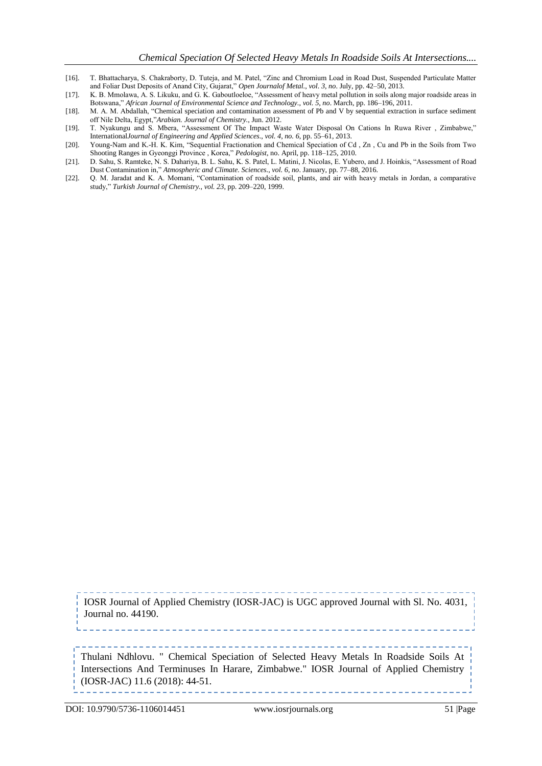[16]. T. Bhattacharya, S. Chakraborty, D. Tuteja, and M. Patel, "Zinc and Chromium Load in Road Dust, Suspended Particulate Matter and Foliar Dust Deposits of Anand City, Gujarat," *Open Journalof Metal., vol. 3, no*. July, pp. 42–50, 2013.

[17]. K. B. Mmolawa, A. S. Likuku, and G. K. Gaboutloeloe, "Assessment of heavy metal pollution in soils along major roadside areas in Botswana," *African Journal of Environmental Science and Technology., vol. 5, no*. March, pp. 186–196, 2011.

[18]. M. A. M. Abdallah, "Chemical speciation and contamination assessment of Pb and V by sequential extraction in surface sediment off Nile Delta, Egypt,"*Arabian. Journal of Chemistry.*, Jun. 2012.

[19]. T. Nyakungu and S. Mbera, "Assessment Of The Impact Waste Water Disposal On Cations In Ruwa River , Zimbabwe," International*Journal of Engineering and Applied Sciences., vol. 4, no. 6,* pp. 55–61, 2013.

[20]. Young-Nam and K.-H. K. Kim, "Sequential Fractionation and Chemical Speciation of Cd , Zn , Cu and Pb in the Soils from Two Shooting Ranges in Gyeonggi Province , Korea," *Pedologist*, no. April, pp. 118–125, 2010.

[21]. D. Sahu, S. Ramteke, N. S. Dahariya, B. L. Sahu, K. S. Patel, L. Matini, J. Nicolas, E. Yubero, and J. Hoinkis, "Assessment of Road Dust Contamination in," *Atmospheric and Climate. Sciences., vol. 6, no*. January, pp. 77–88, 2016.

[22]. Q. M. Jaradat and K. A. Momani, "Contamination of roadside soil, plants, and air with heavy metals in Jordan, a comparative study," *Turkish Journal of Chemistry., vol. 23,* pp. 209–220, 1999.

IOSR Journal of Applied Chemistry (IOSR-JAC) is UGC approved Journal with Sl. No. 4031, Journal no. 44190.

Thulani Ndhlovu. " Chemical Speciation of Selected Heavy Metals In Roadside Soils At Intersections And Terminuses In Harare, Zimbabwe." IOSR Journal of Applied Chemistry (IOSR-JAC) 11.6 (2018): 44-51.